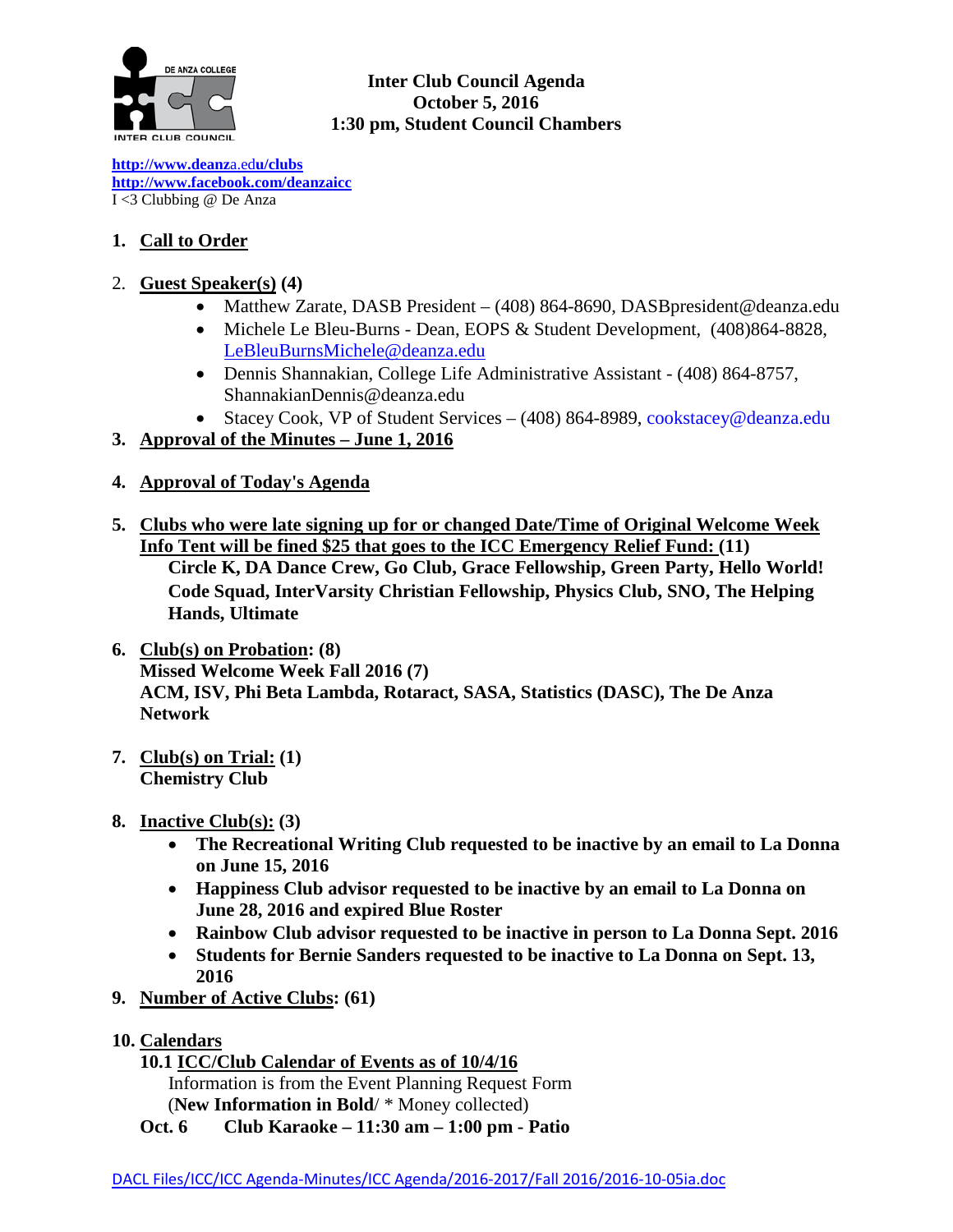# Inter Club Council Agenda
**October 5, 2016**
**1:30 pm, Student Council Chambers**

http://www.deanza.edu/clubs
http://www.facebook.com/deanzaicc
I <3 Clubbing @ De Anza

1. **Call to Order**

2. **Guest Speaker(s) (4)**
   - Matthew Zarate, DASB President – (408) 864-8690, DASBpresident@deanza.edu
   - Michele Le Bleu-Burns - Dean, EOPS & Student Development, (408)864-8828, LeBleuBurnsMichele@deanza.edu
   - Dennis Shannakian, College Life Administrative Assistant - (408) 864-8757, ShannakianDennis@deanza.edu
   - Stacey Cook, VP of Student Services – (408) 864-8989, cookstacey@deanza.edu

3. **Approval of the Minutes – June 1, 2016**

4. **Approval of Today's Agenda**

5. **Clubs who were late signing up for or changed Date/Time of Original Welcome Week Info Tent will be fined $25 that goes to the ICC Emergency Relief Fund: (11)**
   **Circle K, DA Dance Crew, Go Club, Grace Fellowship, Green Party, Hello World! Code Squad, InterVarsity Christian Fellowship, Physics Club, SNO, The Helping Hands, Ultimate**

6. **Club(s) on Probation: (8)**
   **Missed Welcome Week Fall 2016 (7)**
   **ACM, ISV, Phi Beta Lambda, Rotaract, SASA, Statistics (DASC), The De Anza Network**

7. **Club(s) on Trial: (1)**
   **Chemistry Club**

8. **Inactive Club(s): (3)**
   - **The Recreational Writing Club requested to be inactive by an email to La Donna on June 15, 2016**
   - **Happiness Club advisor requested to be inactive by an email to La Donna on June 28, 2016 and expired Blue Roster**
   - **Rainbow Club advisor requested to be inactive in person to La Donna Sept. 2016**
   - **Students for Bernie Sanders requested to be inactive to La Donna on Sept. 13, 2016**

9. **Number of Active Clubs: (61)**

10. **Calendars**
    **10.1 ICC/Club Calendar of Events as of 10/4/16**
    Information is from the Event Planning Request Form
    (**New Information in Bold**/ * Money collected)
    **Oct. 6 Club Karaoke – 11:30 am – 1:00 pm - Patio**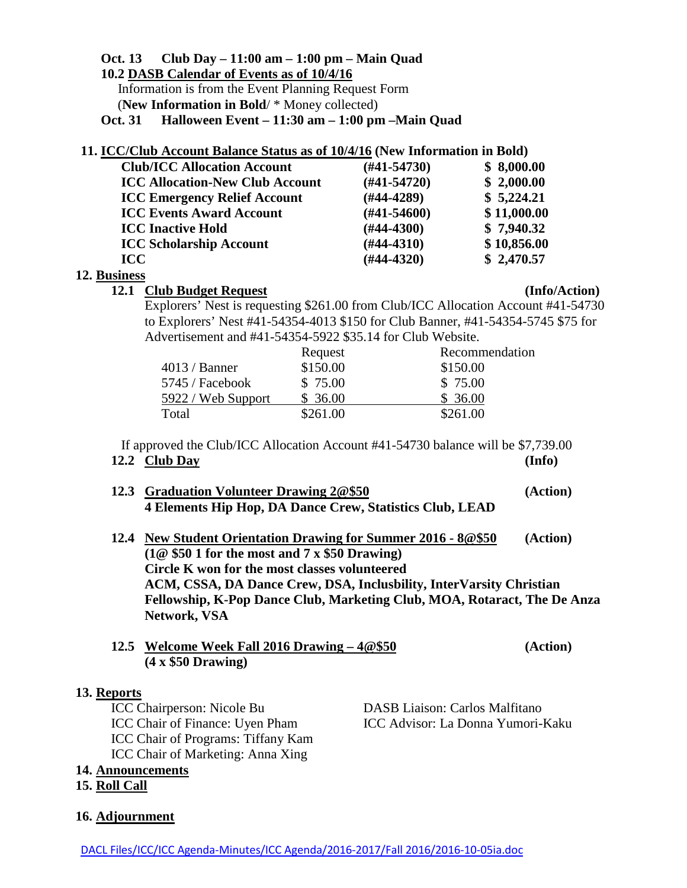**Oct. 13 Club Day – 11:00 am – 1:00 pm – Main Quad**

**10.2 DASB Calendar of Events as of 10/4/16**

Information is from the Event Planning Request Form

(**New Information in Bold**/ * Money collected)

**Oct. 31 Halloween Event – 11:30 am – 1:00 pm –Main Quad**

**11. ICC/Club Account Balance Status as of 10/4/16 (New Information in Bold)**

| | | |
|---|---|---|
| **Club/ICC Allocation Account** | **(#41-54730)** | **$ 8,000.00** |
| **ICC Allocation-New Club Account** | **(#41-54720)** | **$ 2,000.00** |
| **ICC Emergency Relief Account** | **(#44-4289)** | **$ 5,224.21** |
| **ICC Events Award Account** | **(#41-54600)** | **$ 11,000.00** |
| **ICC Inactive Hold** | **(#44-4300)** | **$ 7,940.32** |
| **ICC Scholarship Account** | **(#44-4310)** | **$ 10,856.00** |
| **ICC** | **(#44-4320)** | **$ 2,470.57** |

**12. Business**

**12.1 Club Budget Request (Info/Action)**

Explorers' Nest is requesting $261.00 from Club/ICC Allocation Account #41-54730 to Explorers' Nest #41-54354-4013 $150 for Club Banner, #41-54354-5745 $75 for Advertisement and #41-54354-5922 $35.14 for Club Website.

| | Request | Recommendation |
|---|---|---|
| 4013 / Banner | $150.00 | $150.00 |
| 5745 / Facebook | $ 75.00 | $ 75.00 |
| 5922 / Web Support | $ 36.00 | $ 36.00 |
| Total | $261.00 | $261.00 |

If approved the Club/ICC Allocation Account #41-54730 balance will be $7,739.00

**12.2 Club Day (Info)**

**12.3 Graduation Volunteer Drawing 2@$50 (Action)**

**4 Elements Hip Hop, DA Dance Crew, Statistics Club, LEAD**

**12.4 New Student Orientation Drawing for Summer 2016 - 8@$50 (Action)**

**(1@ $50 1 for the most and 7 x $50 Drawing)**

**Circle K won for the most classes volunteered**

**ACM, CSSA, DA Dance Crew, DSA, Inclusbility, InterVarsity Christian Fellowship, K-Pop Dance Club, Marketing Club, MOA, Rotaract, The De Anza Network, VSA**

**12.5 Welcome Week Fall 2016 Drawing – 4@$50 (Action)**

**(4 x $50 Drawing)**

**13. Reports**

ICC Chairperson: Nicole Bu

ICC Chair of Finance: Uyen Pham

ICC Chair of Programs: Tiffany Kam

ICC Chair of Marketing: Anna Xing

DASB Liaison: Carlos Malfitano

ICC Advisor: La Donna Yumori-Kaku

**14. Announcements**

**15. Roll Call**

**16. Adjournment**

DACL Files/ICC/ICC Agenda-Minutes/ICC Agenda/2016-2017/Fall 2016/2016-10-05ia.doc